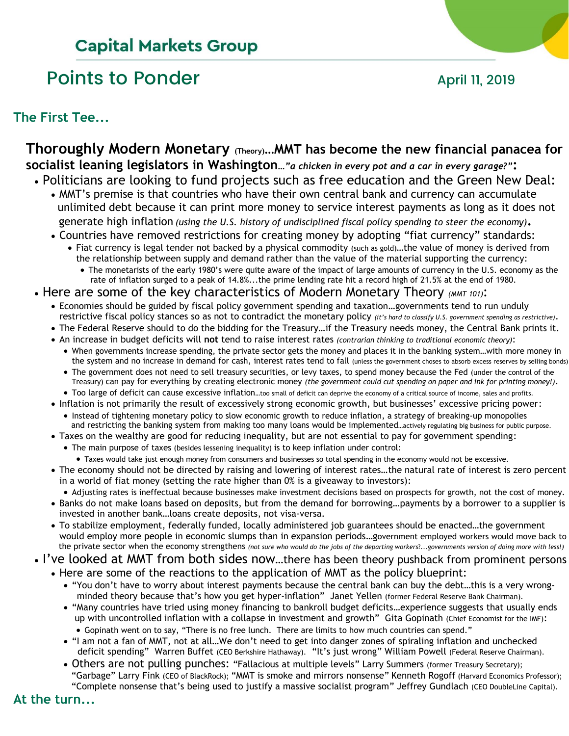# Capital Markets Group

## Points to Ponder

April 11, 2019

### The First Tee...

**Thoroughly Modern Monetary (Theory)…MMT has become the new financial panacea for socialist leaning legislators in Washington**…*"a chicken in every pot and a car in every garage?"*:

- Politicians are looking to fund projects such as free education and the Green New Deal:
  - MMT's premise is that countries who have their own central bank and currency can accumulate unlimited debt because it can print more money to service interest payments as long as it does not generate high inflation *(using the U.S. history of undisciplined fiscal policy spending to steer the economy)*.
  - Countries have removed restrictions for creating money by adopting "fiat currency" standards:
    - Fiat currency is legal tender not backed by a physical commodity (such as gold)…the value of money is derived from the relationship between supply and demand rather than the value of the material supporting the currency:
      - The monetarists of the early 1980's were quite aware of the impact of large amounts of currency in the U.S. economy as the rate of inflation surged to a peak of 14.8%...the prime lending rate hit a record high of 21.5% at the end of 1980.
- Here are some of the key characteristics of Modern Monetary Theory *(MMT 101)*:
  - Economies should be guided by fiscal policy government spending and taxation…governments tend to run unduly restrictive fiscal policy stances so as not to contradict the monetary policy *(it's hard to classify U.S. government spending as restrictive)*.
  - The Federal Reserve should to do the bidding for the Treasury…if the Treasury needs money, the Central Bank prints it.
  - An increase in budget deficits will **not** tend to raise interest rates *(contrarian thinking to traditional economic theory)*:
    - When governments increase spending, the private sector gets the money and places it in the banking system…with more money in the system and no increase in demand for cash, interest rates tend to fall (unless the government choses to absorb excess reserves by selling bonds)
    - The government does not need to sell treasury securities, or levy taxes, to spend money because the Fed (under the control of the Treasury) can pay for everything by creating electronic money *(the government could cut spending on paper and ink for printing money!)*.
    - Too large of deficit can cause excessive inflation…too small of deficit can deprive the economy of a critical source of income, sales and profits.
  - Inflation is not primarily the result of excessively strong economic growth, but businesses' excessive pricing power:
    - Instead of tightening monetary policy to slow economic growth to reduce inflation, a strategy of breaking-up monopolies and restricting the banking system from making too many loans would be implemented…actively regulating big business for public purpose.
  - Taxes on the wealthy are good for reducing inequality, but are not essential to pay for government spending:
    - The main purpose of taxes (besides lessening inequality) is to keep inflation under control:
      - Taxes would take just enough money from consumers and businesses so total spending in the economy would not be excessive.
  - The economy should not be directed by raising and lowering of interest rates…the natural rate of interest is zero percent in a world of fiat money (setting the rate higher than 0% is a giveaway to investors):
    - Adjusting rates is ineffectual because businesses make investment decisions based on prospects for growth, not the cost of money.
  - Banks do not make loans based on deposits, but from the demand for borrowing…payments by a borrower to a supplier is invested in another bank…loans create deposits, not visa-versa.
  - To stabilize employment, federally funded, locally administered job guarantees should be enacted…the government would employ more people in economic slumps than in expansion periods…government employed workers would move back to the private sector when the economy strengthens *(not sure who would do the jobs of the departing workers?...governments version of doing more with less!)*
- I've looked at MMT from both sides now…there has been theory pushback from prominent persons
  - Here are some of the reactions to the application of MMT as the policy blueprint:
    - "You don't have to worry about interest payments because the central bank can buy the debt…this is a very wrong-minded theory because that's how you get hyper-inflation" Janet Yellen (former Federal Reserve Bank Chairman).
    - "Many countries have tried using money financing to bankroll budget deficits…experience suggests that usually ends up with uncontrolled inflation with a collapse in investment and growth" Gita Gopinath (Chief Economist for the IMF):
      - Gopinath went on to say, "There is no free lunch. There are limits to how much countries can spend."
    - "I am not a fan of MMT, not at all…We don't need to get into danger zones of spiraling inflation and unchecked deficit spending" Warren Buffet (CEO Berkshire Hathaway). "It's just wrong" William Powell (Federal Reserve Chairman).
    - Others are not pulling punches: "Fallacious at multiple levels" Larry Summers (former Treasury Secretary); "Garbage" Larry Fink (CEO of BlackRock); "MMT is smoke and mirrors nonsense" Kenneth Rogoff (Harvard Economics Professor); "Complete nonsense that's being used to justify a massive socialist program" Jeffrey Gundlach (CEO DoubleLine Capital).

### At the turn...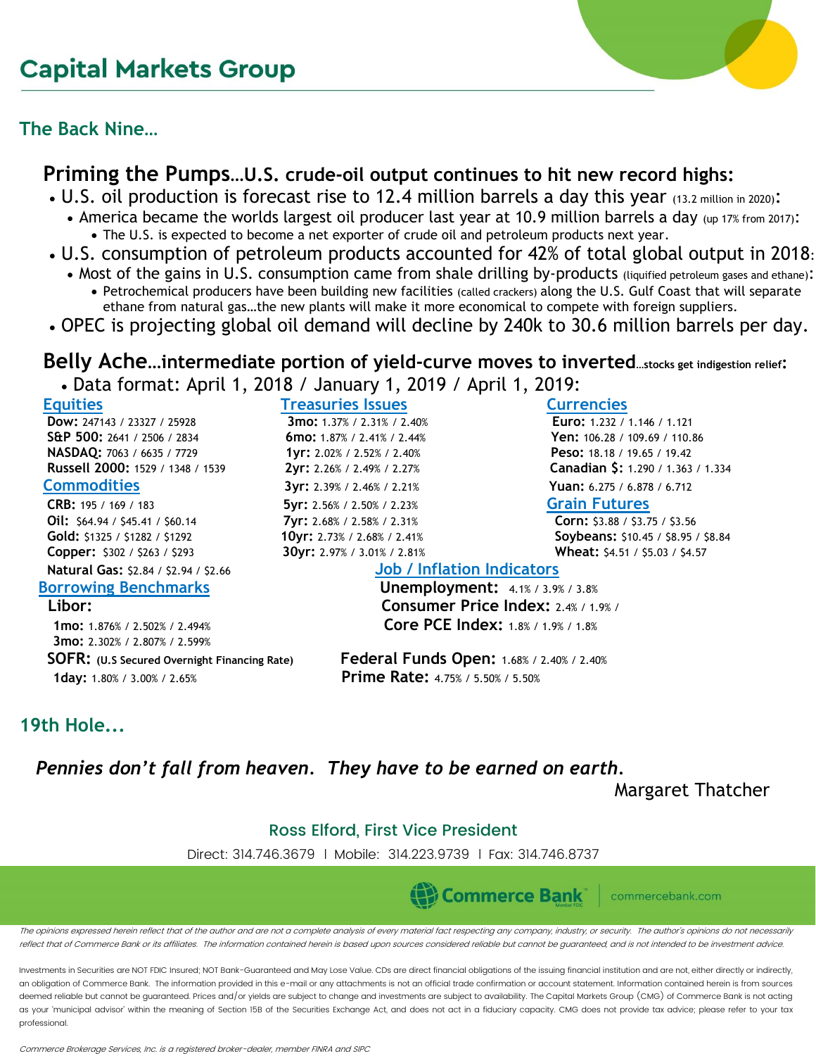## Capital Markets Group

### The Back Nine…

**Priming the Pumps…U.S. crude-oil output continues to hit new record highs:**

- U.S. oil production is forecast rise to 12.4 million barrels a day this year (13.2 million in 2020):
  - America became the worlds largest oil producer last year at 10.9 million barrels a day (up 17% from 2017):
    - The U.S. is expected to become a net exporter of crude oil and petroleum products next year.
- U.S. consumption of petroleum products accounted for 42% of total global output in 2018:
  - Most of the gains in U.S. consumption came from shale drilling by-products (liquified petroleum gases and ethane):
    - Petrochemical producers have been building new facilities (called crackers) along the U.S. Gulf Coast that will separate ethane from natural gas…the new plants will make it more economical to compete with foreign suppliers.
- OPEC is projecting global oil demand will decline by 240k to 30.6 million barrels per day.

**Belly Ache…intermediate portion of yield-curve moves to inverted…stocks get indigestion relief:**

- Data format: April 1, 2018 / January 1, 2019 / April 1, 2019:

**Equities**

**Dow:** 247143 / 23327 / 25928
**S&P 500:** 2641 / 2506 / 2834
**NASDAQ:** 7063 / 6635 / 7729
**Russell 2000:** 1529 / 1348 / 1539

**Commodities**

**CRB:** 195 / 169 / 183
**Oil:** $64.94 / $45.41 / $60.14
**Gold:** $1325 / $1282 / $1292
**Copper:** $302 / $263 / $293
**Natural Gas:** $2.84 / $2.94 / $2.66

**Borrowing Benchmarks**

**Libor:**
**1mo:** 1.876% / 2.502% / 2.494%
**3mo:** 2.302% / 2.807% / 2.599%
**SOFR:** (U.S Secured Overnight Financing Rate)
**1day:** 1.80% / 3.00% / 2.65%

**Treasuries Issues**

**3mo:** 1.37% / 2.31% / 2.40%
**6mo:** 1.87% / 2.41% / 2.44%
**1yr:** 2.02% / 2.52% / 2.40%
**2yr:** 2.26% / 2.49% / 2.27%
**3yr:** 2.39% / 2.46% / 2.21%
**5yr:** 2.56% / 2.50% / 2.23%
**7yr:** 2.68% / 2.58% / 2.31%
**10yr:** 2.73% / 2.68% / 2.41%
**30yr:** 2.97% / 3.01% / 2.81%

**Currencies**

**Euro:** 1.232 / 1.146 / 1.121
**Yen:** 106.28 / 109.69 / 110.86
**Peso:** 18.18 / 19.65 / 19.42
**Canadian $:** 1.290 / 1.363 / 1.334
**Yuan:** 6.275 / 6.878 / 6.712

**Grain Futures**

**Corn:** $3.88 / $3.75 / $3.56
**Soybeans:** $10.45 / $8.95 / $8.84
**Wheat:** $4.51 / $5.03 / $4.57

**Job / Inflation Indicators**

**Unemployment:** 4.1% / 3.9% / 3.8%
**Consumer Price Index:** 2.4% / 1.9% /
**Core PCE Index:** 1.8% / 1.9% / 1.8%

**Federal Funds Open:** 1.68% / 2.40% / 2.40%
**Prime Rate:** 4.75% / 5.50% / 5.50%

### 19th Hole...

***Pennies don't fall from heaven. They have to be earned on earth.***

Margaret Thatcher

Ross Elford, First Vice President

Direct: 314.746.3679 | Mobile: 314.223.9739 | Fax: 314.746.8737

Commerce Bank | commercebank.com

*The opinions expressed herein reflect that of the author and are not a complete analysis of every material fact respecting any company, industry, or security. The author's opinions do not necessarily reflect that of Commerce Bank or its affiliates. The information contained herein is based upon sources considered reliable but cannot be guaranteed, and is not intended to be investment advice.*

Investments in Securities are NOT FDIC Insured; NOT Bank-Guaranteed and May Lose Value. CDs are direct financial obligations of the issuing financial institution and are not, either directly or indirectly, an obligation of Commerce Bank. The information provided in this e-mail or any attachments is not an official trade confirmation or account statement. Information contained herein is from sources deemed reliable but cannot be guaranteed. Prices and/or yields are subject to change and investments are subject to availability. The Capital Markets Group (CMG) of Commerce Bank is not acting as your 'municipal advisor' within the meaning of Section 15B of the Securities Exchange Act, and does not act in a fiduciary capacity. CMG does not provide tax advice; please refer to your tax professional.

*Commerce Brokerage Services, Inc. is a registered broker-dealer, member FINRA and SIPC*